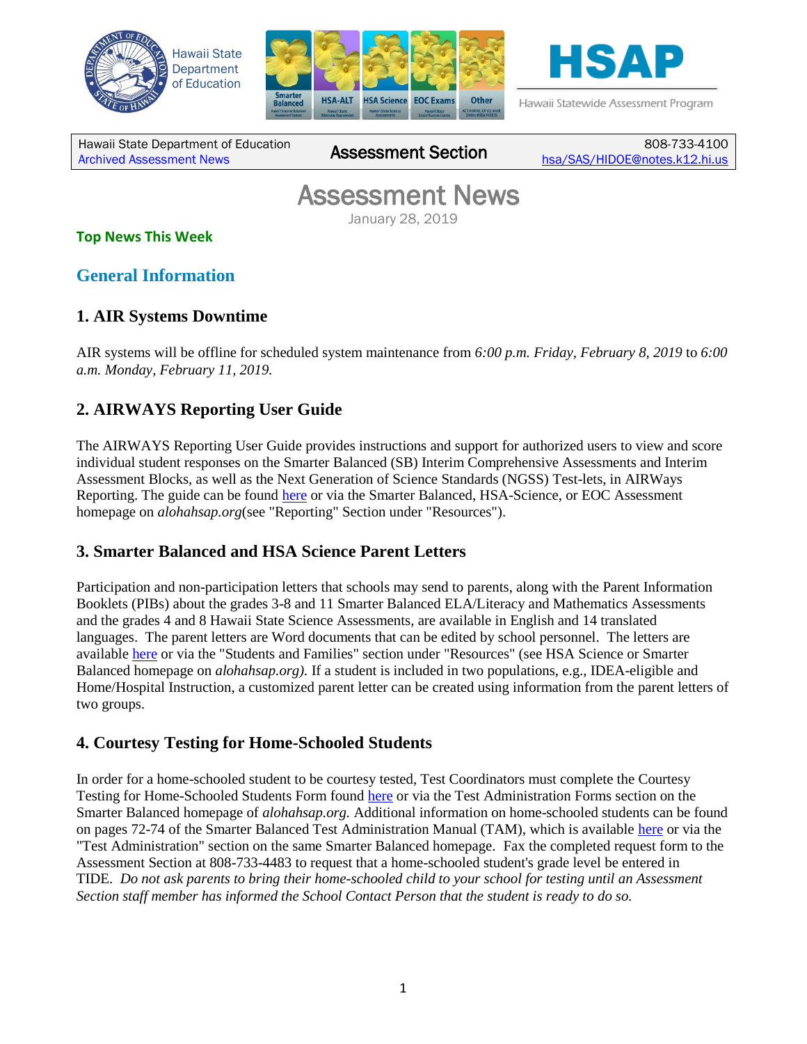Hawaii State Department of Education

HSAP
Hawaii Statewide Assessment Program

| Hawaii State Department of Education<br>Archived Assessment News | Assessment Section | 808-733-4100<br>hsa/SAS/HIDOE@notes.k12.hi.us |
|---|---|---|

# Assessment News

January 28, 2019

**Top News This Week**

## General Information

### 1. AIR Systems Downtime

AIR systems will be offline for scheduled system maintenance from *6:00 p.m. Friday, February 8, 2019* to *6:00 a.m. Monday, February 11, 2019.*

### 2. AIRWAYS Reporting User Guide

The AIRWAYS Reporting User Guide provides instructions and support for authorized users to view and score individual student responses on the Smarter Balanced (SB) Interim Comprehensive Assessments and Interim Assessment Blocks, as well as the Next Generation of Science Standards (NGSS) Test-lets, in AIRWays Reporting. The guide can be found here or via the Smarter Balanced, HSA-Science, or EOC Assessment homepage on *alohahsap.org*(see "Reporting" Section under "Resources").

### 3. Smarter Balanced and HSA Science Parent Letters

Participation and non-participation letters that schools may send to parents, along with the Parent Information Booklets (PIBs) about the grades 3-8 and 11 Smarter Balanced ELA/Literacy and Mathematics Assessments and the grades 4 and 8 Hawaii State Science Assessments, are available in English and 14 translated languages. The parent letters are Word documents that can be edited by school personnel. The letters are available here or via the "Students and Families" section under "Resources" (see HSA Science or Smarter Balanced homepage on *alohahsap.org).* If a student is included in two populations, e.g., IDEA-eligible and Home/Hospital Instruction, a customized parent letter can be created using information from the parent letters of two groups.

### 4. Courtesy Testing for Home-Schooled Students

In order for a home-schooled student to be courtesy tested, Test Coordinators must complete the Courtesy Testing for Home-Schooled Students Form found here or via the Test Administration Forms section on the Smarter Balanced homepage of *alohahsap.org.* Additional information on home-schooled students can be found on pages 72-74 of the Smarter Balanced Test Administration Manual (TAM), which is available here or via the "Test Administration" section on the same Smarter Balanced homepage. Fax the completed request form to the Assessment Section at 808-733-4483 to request that a home-schooled student's grade level be entered in TIDE. *Do not ask parents to bring their home-schooled child to your school for testing until an Assessment Section staff member has informed the School Contact Person that the student is ready to do so.*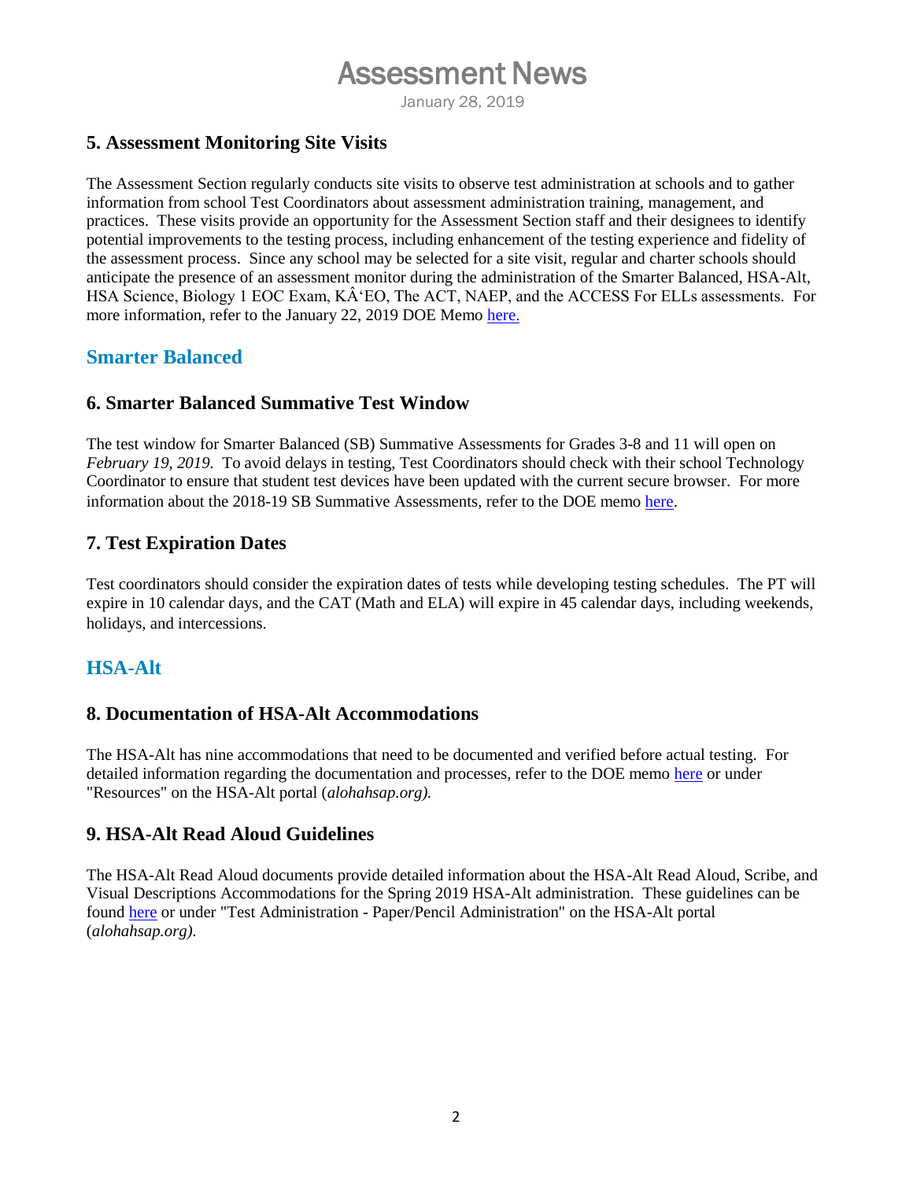## 5. Assessment Monitoring Site Visits

The Assessment Section regularly conducts site visits to observe test administration at schools and to gather information from school Test Coordinators about assessment administration training, management, and practices. These visits provide an opportunity for the Assessment Section staff and their designees to identify potential improvements to the testing process, including enhancement of the testing experience and fidelity of the assessment process. Since any school may be selected for a site visit, regular and charter schools should anticipate the presence of an assessment monitor during the administration of the Smarter Balanced, HSA-Alt, HSA Science, Biology 1 EOC Exam, KÂ'EO, The ACT, NAEP, and the ACCESS For ELLs assessments. For more information, refer to the January 22, 2019 DOE Memo [here.]()

# Smarter Balanced

## 6. Smarter Balanced Summative Test Window

The test window for Smarter Balanced (SB) Summative Assessments for Grades 3-8 and 11 will open on *February 19, 2019.* To avoid delays in testing, Test Coordinators should check with their school Technology Coordinator to ensure that student test devices have been updated with the current secure browser. For more information about the 2018-19 SB Summative Assessments, refer to the DOE memo [here]().

## 7. Test Expiration Dates

Test coordinators should consider the expiration dates of tests while developing testing schedules. The PT will expire in 10 calendar days, and the CAT (Math and ELA) will expire in 45 calendar days, including weekends, holidays, and intercessions.

# HSA-Alt

## 8. Documentation of HSA-Alt Accommodations

The HSA-Alt has nine accommodations that need to be documented and verified before actual testing. For detailed information regarding the documentation and processes, refer to the DOE memo [here]() or under "Resources" on the HSA-Alt portal (*alohahsap.org).*

## 9. HSA-Alt Read Aloud Guidelines

The HSA-Alt Read Aloud documents provide detailed information about the HSA-Alt Read Aloud, Scribe, and Visual Descriptions Accommodations for the Spring 2019 HSA-Alt administration. These guidelines can be found [here]() or under "Test Administration - Paper/Pencil Administration" on the HSA-Alt portal (*alohahsap.org).*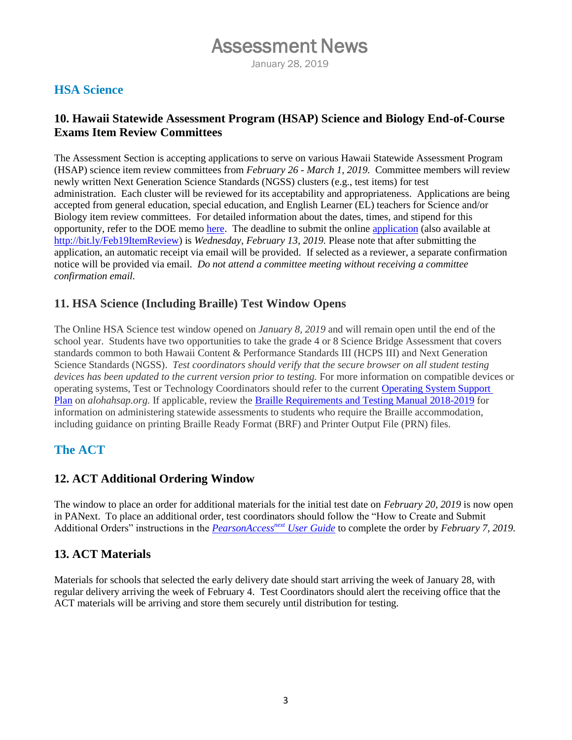## HSA Science

### 10. Hawaii Statewide Assessment Program (HSAP) Science and Biology End-of-Course Exams Item Review Committees

The Assessment Section is accepting applications to serve on various Hawaii Statewide Assessment Program (HSAP) science item review committees from *February 26 - March 1, 2019.* Committee members will review newly written Next Generation Science Standards (NGSS) clusters (e.g., test items) for test administration. Each cluster will be reviewed for its acceptability and appropriateness. Applications are being accepted from general education, special education, and English Learner (EL) teachers for Science and/or Biology item review committees. For detailed information about the dates, times, and stipend for this opportunity, refer to the DOE memo [here](). The deadline to submit the online [application]() (also available at [http://bit.ly/Feb19ItemReview](http://bit.ly/Feb19ItemReview)) is *Wednesday, February 13, 2019.* Please note that after submitting the application, an automatic receipt via email will be provided. If selected as a reviewer, a separate confirmation notice will be provided via email. *Do not attend a committee meeting without receiving a committee confirmation email.*

### 11. HSA Science (Including Braille) Test Window Opens

The Online HSA Science test window opened on *January 8, 2019* and will remain open until the end of the school year. Students have two opportunities to take the grade 4 or 8 Science Bridge Assessment that covers standards common to both Hawaii Content & Performance Standards III (HCPS III) and Next Generation Science Standards (NGSS). *Test coordinators should verify that the secure browser on all student testing devices has been updated to the current version prior to testing.* For more information on compatible devices or operating systems, Test or Technology Coordinators should refer to the current [Operating System Support Plan]() on *alohahsap.org.* If applicable, review the [Braille Requirements and Testing Manual 2018-2019]() for information on administering statewide assessments to students who require the Braille accommodation, including guidance on printing Braille Ready Format (BRF) and Printer Output File (PRN) files.

## The ACT

### 12. ACT Additional Ordering Window

The window to place an order for additional materials for the initial test date on *February 20, 2019* is now open in PANext. To place an additional order, test coordinators should follow the "How to Create and Submit Additional Orders" instructions in the [*PearsonAccess next User Guide*]() to complete the order by *February 7, 2019.*

### 13. ACT Materials

Materials for schools that selected the early delivery date should start arriving the week of January 28, with regular delivery arriving the week of February 4. Test Coordinators should alert the receiving office that the ACT materials will be arriving and store them securely until distribution for testing.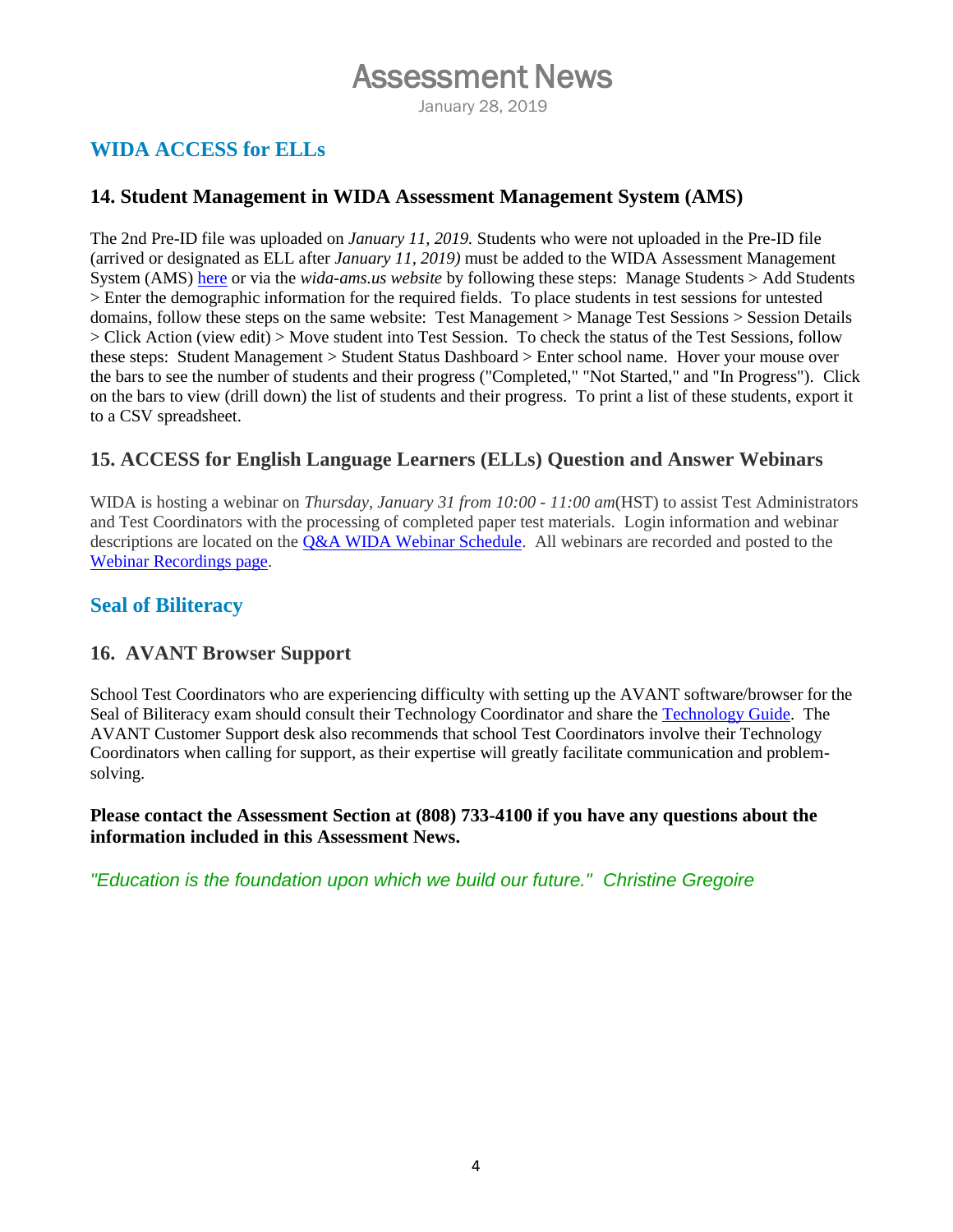# Assessment News

January 28, 2019

## WIDA ACCESS for ELLs

### 14. Student Management in WIDA Assessment Management System (AMS)

The 2nd Pre-ID file was uploaded on *January 11, 2019.* Students who were not uploaded in the Pre-ID file (arrived or designated as ELL after *January 11, 2019)* must be added to the WIDA Assessment Management System (AMS) here or via the *wida-ams.us website* by following these steps: Manage Students > Add Students > Enter the demographic information for the required fields. To place students in test sessions for untested domains, follow these steps on the same website: Test Management > Manage Test Sessions > Session Details > Click Action (view edit) > Move student into Test Session. To check the status of the Test Sessions, follow these steps: Student Management > Student Status Dashboard > Enter school name. Hover your mouse over the bars to see the number of students and their progress ("Completed," "Not Started," and "In Progress"). Click on the bars to view (drill down) the list of students and their progress. To print a list of these students, export it to a CSV spreadsheet.

### 15. ACCESS for English Language Learners (ELLs) Question and Answer Webinars

WIDA is hosting a webinar on *Thursday, January 31 from 10:00 - 11:00 am*(HST) to assist Test Administrators and Test Coordinators with the processing of completed paper test materials. Login information and webinar descriptions are located on the Q&A WIDA Webinar Schedule. All webinars are recorded and posted to the Webinar Recordings page.

## Seal of Biliteracy

### 16. AVANT Browser Support

School Test Coordinators who are experiencing difficulty with setting up the AVANT software/browser for the Seal of Biliteracy exam should consult their Technology Coordinator and share the Technology Guide. The AVANT Customer Support desk also recommends that school Test Coordinators involve their Technology Coordinators when calling for support, as their expertise will greatly facilitate communication and problem-solving.

**Please contact the Assessment Section at (808) 733-4100 if you have any questions about the information included in this Assessment News.**

*"Education is the foundation upon which we build our future." Christine Gregoire*